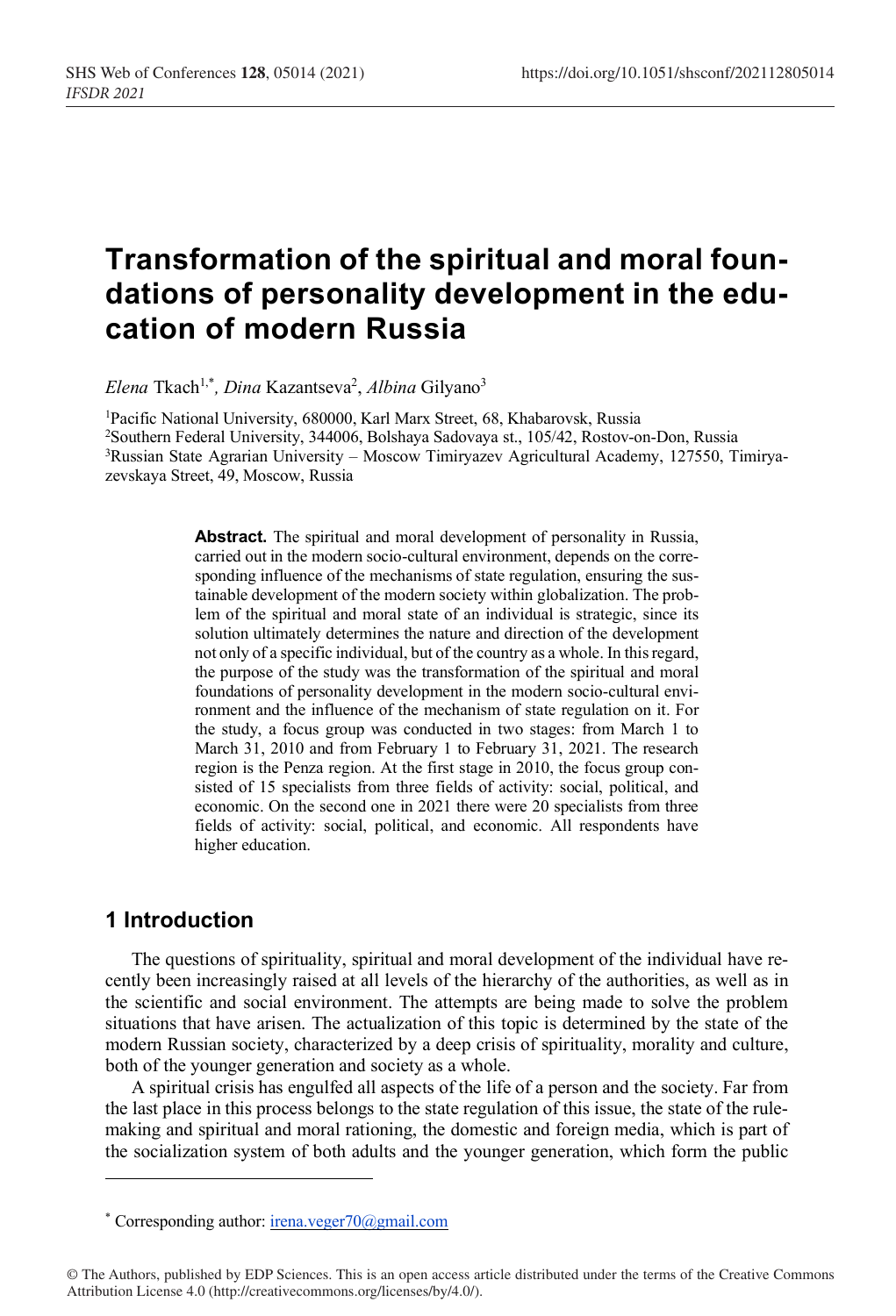# Transformation of the spiritual and moral foundations of personality development in the education of modern Russia

*Elena* Tkach[1,*], *Dina* Kazantseva[2], *Albina* Gilyano[3]

[1]Pacific National University, 680000, Karl Marx Street, 68, Khabarovsk, Russia
[2]Southern Federal University, 344006, Bolshaya Sadovaya st., 105/42, Rostov-on-Don, Russia
[3]Russian State Agrarian University – Moscow Timiryazev Agricultural Academy, 127550, Timiryazevskaya Street, 49, Moscow, Russia

**Abstract.** The spiritual and moral development of personality in Russia, carried out in the modern socio-cultural environment, depends on the corresponding influence of the mechanisms of state regulation, ensuring the sustainable development of the modern society within globalization. The problem of the spiritual and moral state of an individual is strategic, since its solution ultimately determines the nature and direction of the development not only of a specific individual, but of the country as a whole. In this regard, the purpose of the study was the transformation of the spiritual and moral foundations of personality development in the modern socio-cultural environment and the influence of the mechanism of state regulation on it. For the study, a focus group was conducted in two stages: from March 1 to March 31, 2010 and from February 1 to February 31, 2021. The research region is the Penza region. At the first stage in 2010, the focus group consisted of 15 specialists from three fields of activity: social, political, and economic. On the second one in 2021 there were 20 specialists from three fields of activity: social, political, and economic. All respondents have higher education.

## 1 Introduction

The questions of spirituality, spiritual and moral development of the individual have recently been increasingly raised at all levels of the hierarchy of the authorities, as well as in the scientific and social environment. The attempts are being made to solve the problem situations that have arisen. The actualization of this topic is determined by the state of the modern Russian society, characterized by a deep crisis of spirituality, morality and culture, both of the younger generation and society as a whole.

A spiritual crisis has engulfed all aspects of the life of a person and the society. Far from the last place in this process belongs to the state regulation of this issue, the state of the rule-making and spiritual and moral rationing, the domestic and foreign media, which is part of the socialization system of both adults and the younger generation, which form the public

---

[*] Corresponding author: irena.veger70@gmail.com

© The Authors, published by EDP Sciences. This is an open access article distributed under the terms of the Creative Commons Attribution License 4.0 (http://creativecommons.org/licenses/by/4.0/).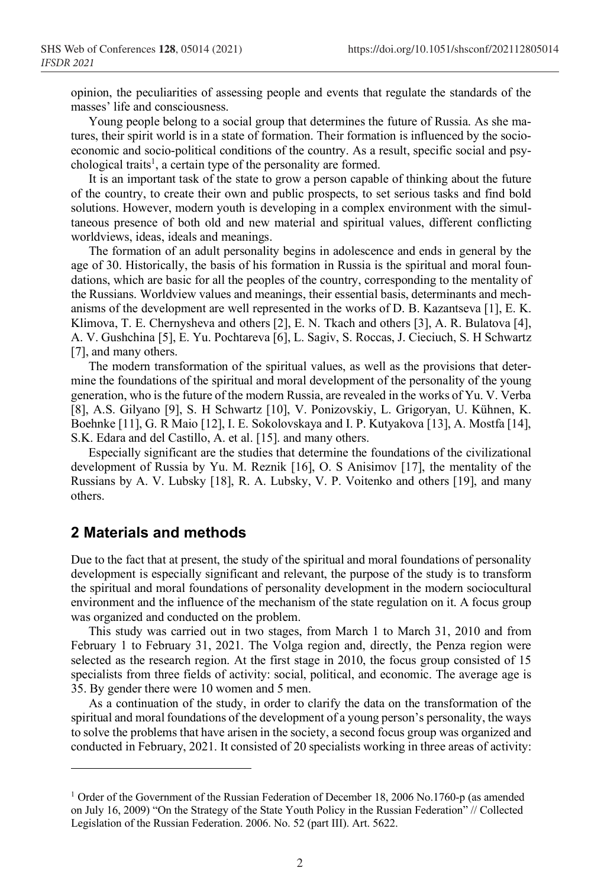opinion, the peculiarities of assessing people and events that regulate the standards of the masses' life and consciousness.

Young people belong to a social group that determines the future of Russia. As she matures, their spirit world is in a state of formation. Their formation is influenced by the socio-economic and socio-political conditions of the country. As a result, specific social and psychological traits[1], a certain type of the personality are formed.

It is an important task of the state to grow a person capable of thinking about the future of the country, to create their own and public prospects, to set serious tasks and find bold solutions. However, modern youth is developing in a complex environment with the simultaneous presence of both old and new material and spiritual values, different conflicting worldviews, ideas, ideals and meanings.

The formation of an adult personality begins in adolescence and ends in general by the age of 30. Historically, the basis of his formation in Russia is the spiritual and moral foundations, which are basic for all the peoples of the country, corresponding to the mentality of the Russians. Worldview values and meanings, their essential basis, determinants and mechanisms of the development are well represented in the works of D. B. Kazantseva [1], E. K. Klimova, T. E. Chernysheva and others [2], E. N. Tkach and others [3], A. R. Bulatova [4], A. V. Gushchina [5], E. Yu. Pochtareva [6], L. Sagiv, S. Roccas, J. Cieciuch, S. H Schwartz [7], and many others.

The modern transformation of the spiritual values, as well as the provisions that determine the foundations of the spiritual and moral development of the personality of the young generation, who is the future of the modern Russia, are revealed in the works of Yu. V. Verba [8], A.S. Gilyano [9], S. H Schwartz [10], V. Ponizovskiy, L. Grigoryan, U. Kühnen, K. Boehnke [11], G. R Maio [12], I. E. Sokolovskaya and I. P. Kutyakova [13], A. Mostfa [14], S.K. Edara and del Castillo, A. et al. [15]. and many others.

Especially significant are the studies that determine the foundations of the civilizational development of Russia by Yu. M. Reznik [16], O. S Anisimov [17], the mentality of the Russians by A. V. Lubsky [18], R. A. Lubsky, V. P. Voitenko and others [19], and many others.

## 2 Materials and methods

Due to the fact that at present, the study of the spiritual and moral foundations of personality development is especially significant and relevant, the purpose of the study is to transform the spiritual and moral foundations of personality development in the modern sociocultural environment and the influence of the mechanism of the state regulation on it. A focus group was organized and conducted on the problem.

This study was carried out in two stages, from March 1 to March 31, 2010 and from February 1 to February 31, 2021. The Volga region and, directly, the Penza region were selected as the research region. At the first stage in 2010, the focus group consisted of 15 specialists from three fields of activity: social, political, and economic. The average age is 35. By gender there were 10 women and 5 men.

As a continuation of the study, in order to clarify the data on the transformation of the spiritual and moral foundations of the development of a young person's personality, the ways to solve the problems that have arisen in the society, a second focus group was organized and conducted in February, 2021. It consisted of 20 specialists working in three areas of activity:

---

[1] Order of the Government of the Russian Federation of December 18, 2006 No.1760-p (as amended on July 16, 2009) "On the Strategy of the State Youth Policy in the Russian Federation" // Collected Legislation of the Russian Federation. 2006. No. 52 (part III). Art. 5622.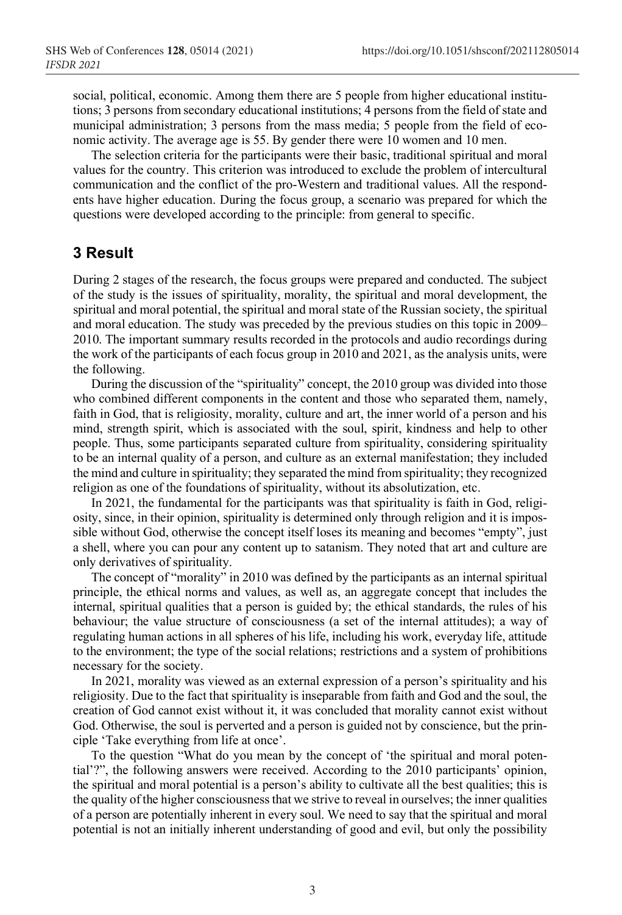social, political, economic. Among them there are 5 people from higher educational institutions; 3 persons from secondary educational institutions; 4 persons from the field of state and municipal administration; 3 persons from the mass media; 5 people from the field of economic activity. The average age is 55. By gender there were 10 women and 10 men.

The selection criteria for the participants were their basic, traditional spiritual and moral values for the country. This criterion was introduced to exclude the problem of intercultural communication and the conflict of the pro-Western and traditional values. All the respondents have higher education. During the focus group, a scenario was prepared for which the questions were developed according to the principle: from general to specific.

## 3 Result

During 2 stages of the research, the focus groups were prepared and conducted. The subject of the study is the issues of spirituality, morality, the spiritual and moral development, the spiritual and moral potential, the spiritual and moral state of the Russian society, the spiritual and moral education. The study was preceded by the previous studies on this topic in 2009–2010. The important summary results recorded in the protocols and audio recordings during the work of the participants of each focus group in 2010 and 2021, as the analysis units, were the following.

During the discussion of the "spirituality" concept, the 2010 group was divided into those who combined different components in the content and those who separated them, namely, faith in God, that is religiosity, morality, culture and art, the inner world of a person and his mind, strength spirit, which is associated with the soul, spirit, kindness and help to other people. Thus, some participants separated culture from spirituality, considering spirituality to be an internal quality of a person, and culture as an external manifestation; they included the mind and culture in spirituality; they separated the mind from spirituality; they recognized religion as one of the foundations of spirituality, without its absolutization, etc.

In 2021, the fundamental for the participants was that spirituality is faith in God, religiosity, since, in their opinion, spirituality is determined only through religion and it is impossible without God, otherwise the concept itself loses its meaning and becomes "empty", just a shell, where you can pour any content up to satanism. They noted that art and culture are only derivatives of spirituality.

The concept of "morality" in 2010 was defined by the participants as an internal spiritual principle, the ethical norms and values, as well as, an aggregate concept that includes the internal, spiritual qualities that a person is guided by; the ethical standards, the rules of his behaviour; the value structure of consciousness (a set of the internal attitudes); a way of regulating human actions in all spheres of his life, including his work, everyday life, attitude to the environment; the type of the social relations; restrictions and a system of prohibitions necessary for the society.

In 2021, morality was viewed as an external expression of a person's spirituality and his religiosity. Due to the fact that spirituality is inseparable from faith and God and the soul, the creation of God cannot exist without it, it was concluded that morality cannot exist without God. Otherwise, the soul is perverted and a person is guided not by conscience, but the principle 'Take everything from life at once'.

To the question "What do you mean by the concept of 'the spiritual and moral potential'?", the following answers were received. According to the 2010 participants' opinion, the spiritual and moral potential is a person's ability to cultivate all the best qualities; this is the quality of the higher consciousness that we strive to reveal in ourselves; the inner qualities of a person are potentially inherent in every soul. We need to say that the spiritual and moral potential is not an initially inherent understanding of good and evil, but only the possibility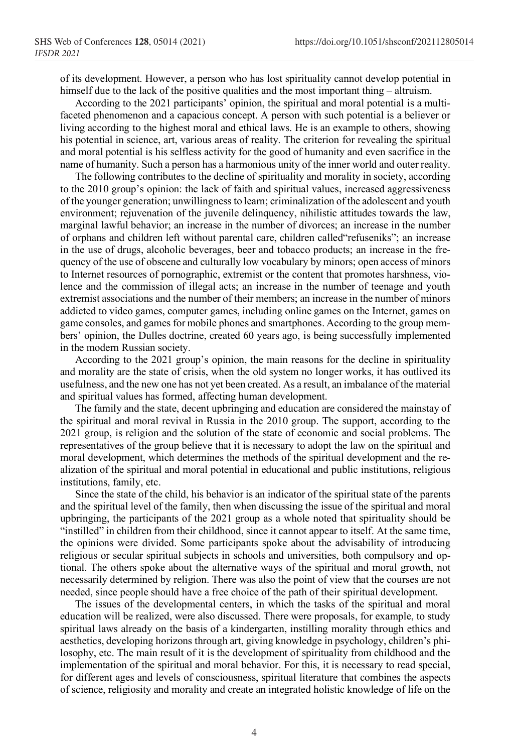of its development. However, a person who has lost spirituality cannot develop potential in himself due to the lack of the positive qualities and the most important thing – altruism.

According to the 2021 participants' opinion, the spiritual and moral potential is a multi-faceted phenomenon and a capacious concept. A person with such potential is a believer or living according to the highest moral and ethical laws. He is an example to others, showing his potential in science, art, various areas of reality. The criterion for revealing the spiritual and moral potential is his selfless activity for the good of humanity and even sacrifice in the name of humanity. Such a person has a harmonious unity of the inner world and outer reality.

The following contributes to the decline of spirituality and morality in society, according to the 2010 group's opinion: the lack of faith and spiritual values, increased aggressiveness of the younger generation; unwillingness to learn; criminalization of the adolescent and youth environment; rejuvenation of the juvenile delinquency, nihilistic attitudes towards the law, marginal lawful behavior; an increase in the number of divorces; an increase in the number of orphans and children left without parental care, children called"refuseniks"; an increase in the use of drugs, alcoholic beverages, beer and tobacco products; an increase in the frequency of the use of obscene and culturally low vocabulary by minors; open access of minors to Internet resources of pornographic, extremist or the content that promotes harshness, violence and the commission of illegal acts; an increase in the number of teenage and youth extremist associations and the number of their members; an increase in the number of minors addicted to video games, computer games, including online games on the Internet, games on game consoles, and games for mobile phones and smartphones. According to the group members' opinion, the Dulles doctrine, created 60 years ago, is being successfully implemented in the modern Russian society.

According to the 2021 group's opinion, the main reasons for the decline in spirituality and morality are the state of crisis, when the old system no longer works, it has outlived its usefulness, and the new one has not yet been created. As a result, an imbalance of the material and spiritual values has formed, affecting human development.

The family and the state, decent upbringing and education are considered the mainstay of the spiritual and moral revival in Russia in the 2010 group. The support, according to the 2021 group, is religion and the solution of the state of economic and social problems. The representatives of the group believe that it is necessary to adopt the law on the spiritual and moral development, which determines the methods of the spiritual development and the realization of the spiritual and moral potential in educational and public institutions, religious institutions, family, etc.

Since the state of the child, his behavior is an indicator of the spiritual state of the parents and the spiritual level of the family, then when discussing the issue of the spiritual and moral upbringing, the participants of the 2021 group as a whole noted that spirituality should be "instilled" in children from their childhood, since it cannot appear to itself. At the same time, the opinions were divided. Some participants spoke about the advisability of introducing religious or secular spiritual subjects in schools and universities, both compulsory and optional. The others spoke about the alternative ways of the spiritual and moral growth, not necessarily determined by religion. There was also the point of view that the courses are not needed, since people should have a free choice of the path of their spiritual development.

The issues of the developmental centers, in which the tasks of the spiritual and moral education will be realized, were also discussed. There were proposals, for example, to study spiritual laws already on the basis of a kindergarten, instilling morality through ethics and aesthetics, developing horizons through art, giving knowledge in psychology, children's philosophy, etc. The main result of it is the development of spirituality from childhood and the implementation of the spiritual and moral behavior. For this, it is necessary to read special, for different ages and levels of consciousness, spiritual literature that combines the aspects of science, religiosity and morality and create an integrated holistic knowledge of life on the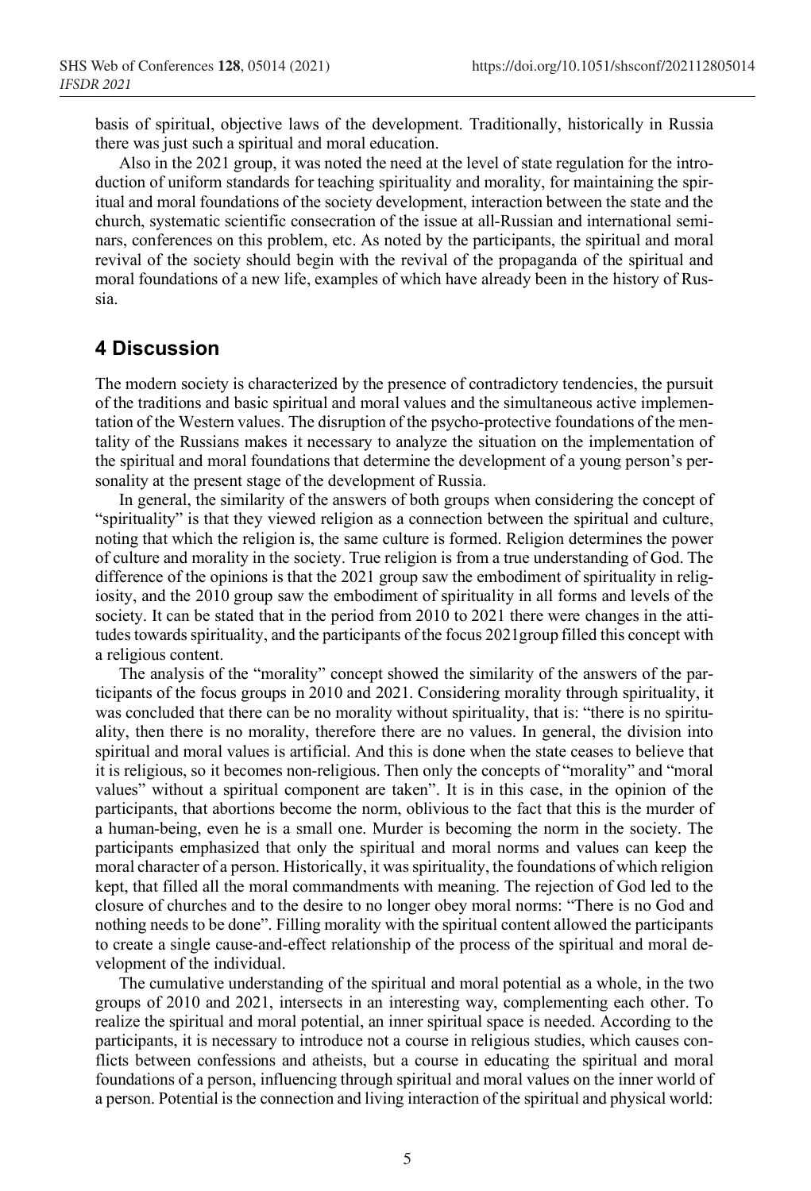basis of spiritual, objective laws of the development. Traditionally, historically in Russia there was just such a spiritual and moral education.

Also in the 2021 group, it was noted the need at the level of state regulation for the introduction of uniform standards for teaching spirituality and morality, for maintaining the spiritual and moral foundations of the society development, interaction between the state and the church, systematic scientific consecration of the issue at all-Russian and international seminars, conferences on this problem, etc. As noted by the participants, the spiritual and moral revival of the society should begin with the revival of the propaganda of the spiritual and moral foundations of a new life, examples of which have already been in the history of Russia.

## 4 Discussion

The modern society is characterized by the presence of contradictory tendencies, the pursuit of the traditions and basic spiritual and moral values and the simultaneous active implementation of the Western values. The disruption of the psycho-protective foundations of the mentality of the Russians makes it necessary to analyze the situation on the implementation of the spiritual and moral foundations that determine the development of a young person's personality at the present stage of the development of Russia.

In general, the similarity of the answers of both groups when considering the concept of "spirituality" is that they viewed religion as a connection between the spiritual and culture, noting that which the religion is, the same culture is formed. Religion determines the power of culture and morality in the society. True religion is from a true understanding of God. The difference of the opinions is that the 2021 group saw the embodiment of spirituality in religiosity, and the 2010 group saw the embodiment of spirituality in all forms and levels of the society. It can be stated that in the period from 2010 to 2021 there were changes in the attitudes towards spirituality, and the participants of the focus 2021group filled this concept with a religious content.

The analysis of the "morality" concept showed the similarity of the answers of the participants of the focus groups in 2010 and 2021. Considering morality through spirituality, it was concluded that there can be no morality without spirituality, that is: "there is no spirituality, then there is no morality, therefore there are no values. In general, the division into spiritual and moral values is artificial. And this is done when the state ceases to believe that it is religious, so it becomes non-religious. Then only the concepts of "morality" and "moral values" without a spiritual component are taken". It is in this case, in the opinion of the participants, that abortions become the norm, oblivious to the fact that this is the murder of a human-being, even he is a small one. Murder is becoming the norm in the society. The participants emphasized that only the spiritual and moral norms and values can keep the moral character of a person. Historically, it was spirituality, the foundations of which religion kept, that filled all the moral commandments with meaning. The rejection of God led to the closure of churches and to the desire to no longer obey moral norms: "There is no God and nothing needs to be done". Filling morality with the spiritual content allowed the participants to create a single cause-and-effect relationship of the process of the spiritual and moral development of the individual.

The cumulative understanding of the spiritual and moral potential as a whole, in the two groups of 2010 and 2021, intersects in an interesting way, complementing each other. To realize the spiritual and moral potential, an inner spiritual space is needed. According to the participants, it is necessary to introduce not a course in religious studies, which causes conflicts between confessions and atheists, but a course in educating the spiritual and moral foundations of a person, influencing through spiritual and moral values on the inner world of a person. Potential is the connection and living interaction of the spiritual and physical world: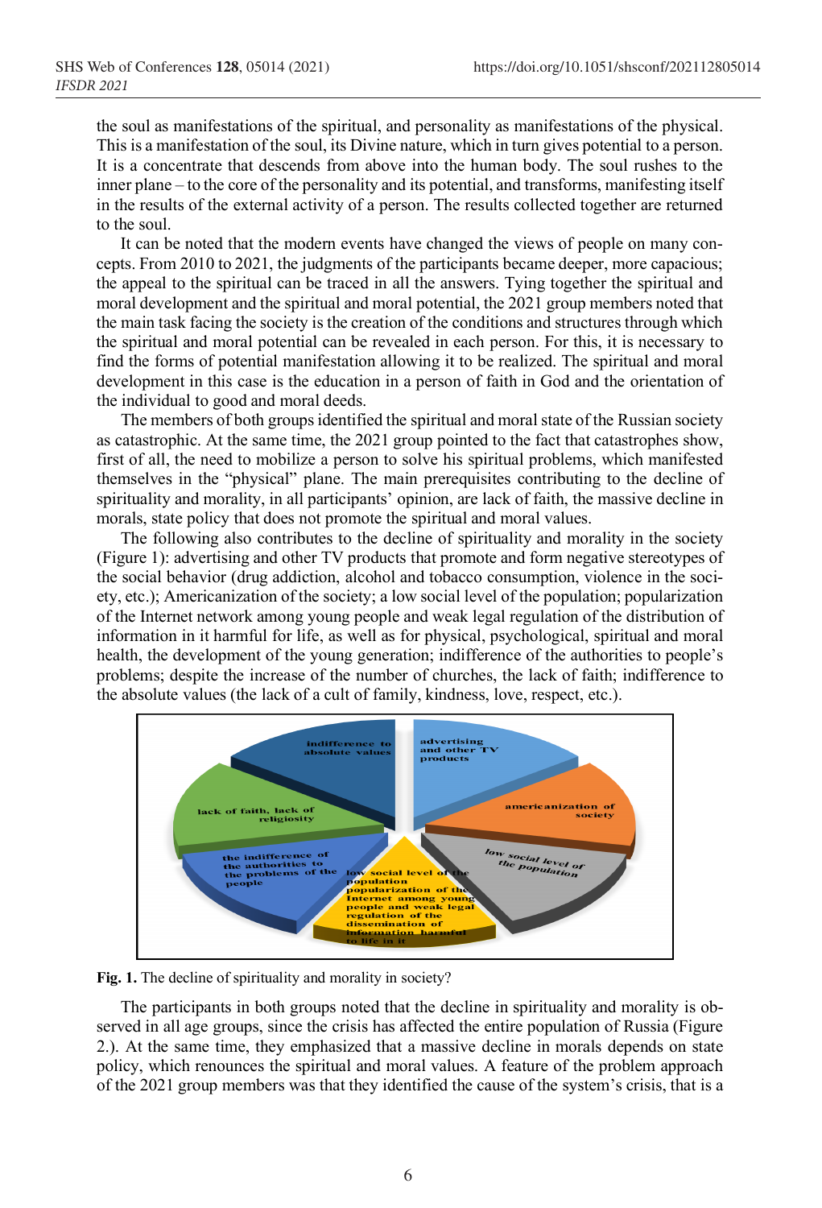the soul as manifestations of the spiritual, and personality as manifestations of the physical. This is a manifestation of the soul, its Divine nature, which in turn gives potential to a person. It is a concentrate that descends from above into the human body. The soul rushes to the inner plane – to the core of the personality and its potential, and transforms, manifesting itself in the results of the external activity of a person. The results collected together are returned to the soul.

It can be noted that the modern events have changed the views of people on many concepts. From 2010 to 2021, the judgments of the participants became deeper, more capacious; the appeal to the spiritual can be traced in all the answers. Tying together the spiritual and moral development and the spiritual and moral potential, the 2021 group members noted that the main task facing the society is the creation of the conditions and structures through which the spiritual and moral potential can be revealed in each person. For this, it is necessary to find the forms of potential manifestation allowing it to be realized. The spiritual and moral development in this case is the education in a person of faith in God and the orientation of the individual to good and moral deeds.

The members of both groups identified the spiritual and moral state of the Russian society as catastrophic. At the same time, the 2021 group pointed to the fact that catastrophes show, first of all, the need to mobilize a person to solve his spiritual problems, which manifested themselves in the "physical" plane. The main prerequisites contributing to the decline of spirituality and morality, in all participants' opinion, are lack of faith, the massive decline in morals, state policy that does not promote the spiritual and moral values.

The following also contributes to the decline of spirituality and morality in the society (Figure 1): advertising and other TV products that promote and form negative stereotypes of the social behavior (drug addiction, alcohol and tobacco consumption, violence in the society, etc.); Americanization of the society; a low social level of the population; popularization of the Internet network among young people and weak legal regulation of the distribution of information in it harmful for life, as well as for physical, psychological, spiritual and moral health, the development of the young generation; indifference of the authorities to people's problems; despite the increase of the number of churches, the lack of faith; indifference to the absolute values (the lack of a cult of family, kindness, love, respect, etc.).

**Fig. 1.** The decline of spirituality and morality in society?

The participants in both groups noted that the decline in spirituality and morality is observed in all age groups, since the crisis has affected the entire population of Russia (Figure 2.). At the same time, they emphasized that a massive decline in morals depends on state policy, which renounces the spiritual and moral values. A feature of the problem approach of the 2021 group members was that they identified the cause of the system's crisis, that is a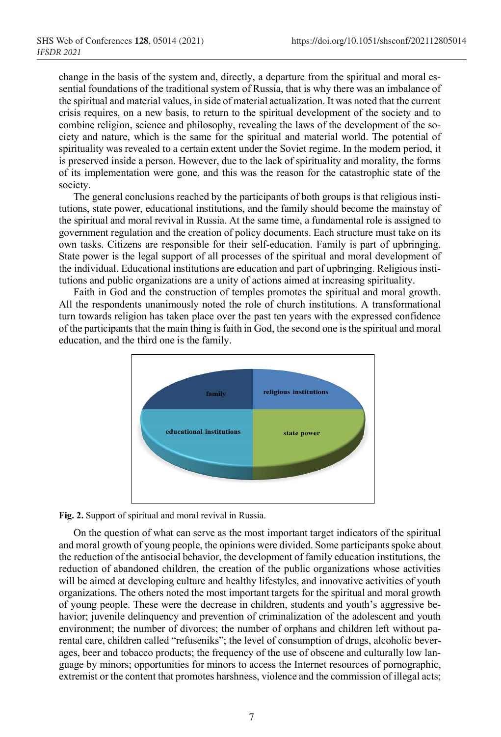change in the basis of the system and, directly, a departure from the spiritual and moral essential foundations of the traditional system of Russia, that is why there was an imbalance of the spiritual and material values, in side of material actualization. It was noted that the current crisis requires, on a new basis, to return to the spiritual development of the society and to combine religion, science and philosophy, revealing the laws of the development of the society and nature, which is the same for the spiritual and material world. The potential of spirituality was revealed to a certain extent under the Soviet regime. In the modern period, it is preserved inside a person. However, due to the lack of spirituality and morality, the forms of its implementation were gone, and this was the reason for the catastrophic state of the society.

The general conclusions reached by the participants of both groups is that religious institutions, state power, educational institutions, and the family should become the mainstay of the spiritual and moral revival in Russia. At the same time, a fundamental role is assigned to government regulation and the creation of policy documents. Each structure must take on its own tasks. Citizens are responsible for their self-education. Family is part of upbringing. State power is the legal support of all processes of the spiritual and moral development of the individual. Educational institutions are education and part of upbringing. Religious institutions and public organizations are a unity of actions aimed at increasing spirituality.

Faith in God and the construction of temples promotes the spiritual and moral growth. All the respondents unanimously noted the role of church institutions. A transformational turn towards religion has taken place over the past ten years with the expressed confidence of the participants that the main thing is faith in God, the second one is the spiritual and moral education, and the third one is the family.

family | religious institutions | educational institutions | state power

**Fig. 2.** Support of spiritual and moral revival in Russia.

On the question of what can serve as the most important target indicators of the spiritual and moral growth of young people, the opinions were divided. Some participants spoke about the reduction of the antisocial behavior, the development of family education institutions, the reduction of abandoned children, the creation of the public organizations whose activities will be aimed at developing culture and healthy lifestyles, and innovative activities of youth organizations. The others noted the most important targets for the spiritual and moral growth of young people. These were the decrease in children, students and youth's aggressive behavior; juvenile delinquency and prevention of criminalization of the adolescent and youth environment; the number of divorces; the number of orphans and children left without parental care, children called "refuseniks"; the level of consumption of drugs, alcoholic beverages, beer and tobacco products; the frequency of the use of obscene and culturally low language by minors; opportunities for minors to access the Internet resources of pornographic, extremist or the content that promotes harshness, violence and the commission of illegal acts;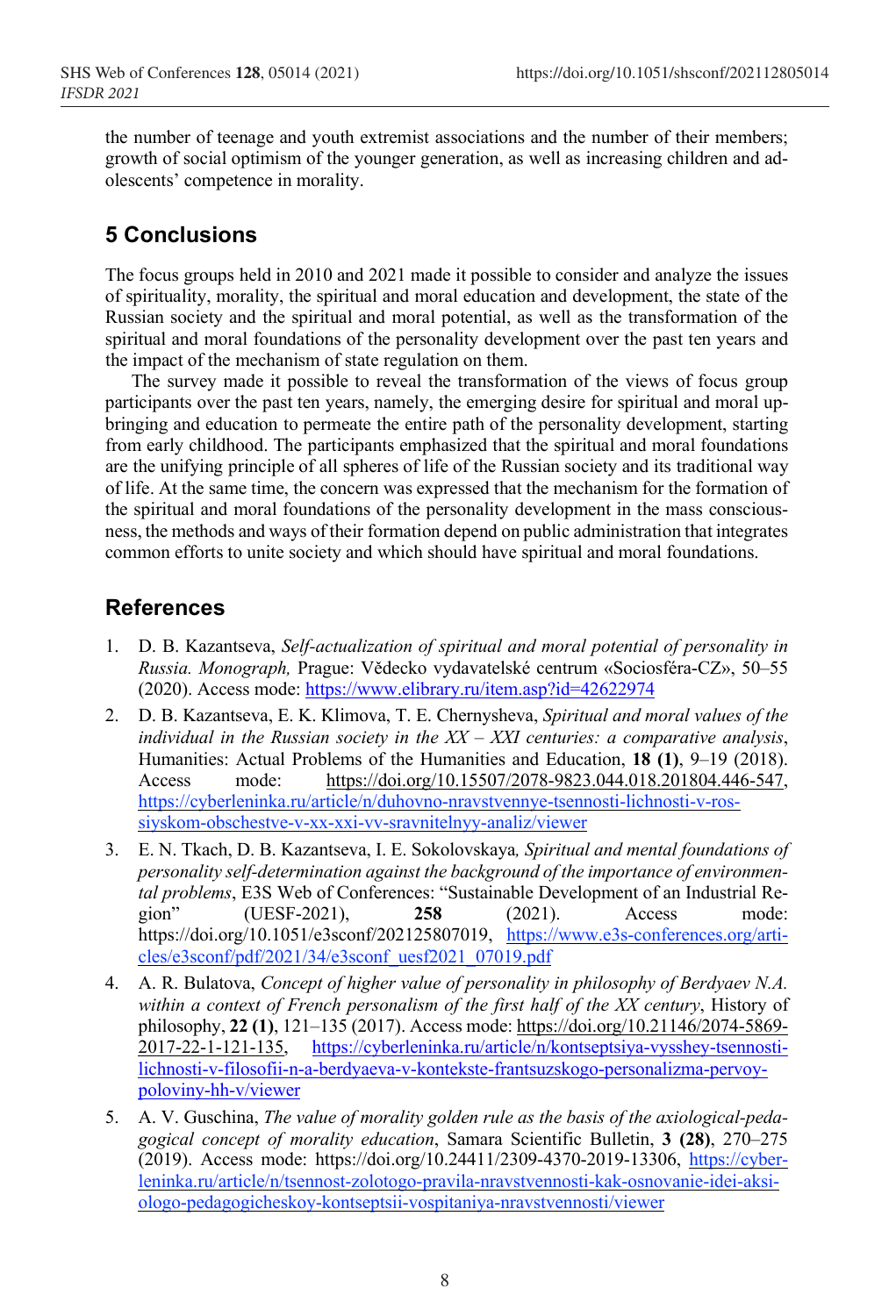the number of teenage and youth extremist associations and the number of their members; growth of social optimism of the younger generation, as well as increasing children and adolescents' competence in morality.

## 5 Conclusions

The focus groups held in 2010 and 2021 made it possible to consider and analyze the issues of spirituality, morality, the spiritual and moral education and development, the state of the Russian society and the spiritual and moral potential, as well as the transformation of the spiritual and moral foundations of the personality development over the past ten years and the impact of the mechanism of state regulation on them.

The survey made it possible to reveal the transformation of the views of focus group participants over the past ten years, namely, the emerging desire for spiritual and moral upbringing and education to permeate the entire path of the personality development, starting from early childhood. The participants emphasized that the spiritual and moral foundations are the unifying principle of all spheres of life of the Russian society and its traditional way of life. At the same time, the concern was expressed that the mechanism for the formation of the spiritual and moral foundations of the personality development in the mass consciousness, the methods and ways of their formation depend on public administration that integrates common efforts to unite society and which should have spiritual and moral foundations.

## References

1. D. B. Kazantseva, *Self-actualization of spiritual and moral potential of personality in Russia. Monograph,* Prague: Vědecko vydavatelské centrum «Sociosféra-CZ», 50–55 (2020). Access mode: https://www.elibrary.ru/item.asp?id=42622974
2. D. B. Kazantseva, E. K. Klimova, T. E. Chernysheva, *Spiritual and moral values of the individual in the Russian society in the XX – XXI centuries: a comparative analysis*, Humanities: Actual Problems of the Humanities and Education, **18 (1)**, 9–19 (2018). Access mode: https://doi.org/10.15507/2078-9823.044.018.201804.446-547, https://cyberleninka.ru/article/n/duhovno-nravstvennye-tsennosti-lichnosti-v-rossiyskom-obschestve-v-xx-xxi-vv-sravnitelnyy-analiz/viewer
3. E. N. Tkach, D. B. Kazantseva, I. E. Sokolovskaya*, Spiritual and mental foundations of personality self-determination against the background of the importance of environmental problems*, E3S Web of Conferences: "Sustainable Development of an Industrial Region" (UESF-2021), **258** (2021). Access mode: https://doi.org/10.1051/e3sconf/202125807019, https://www.e3s-conferences.org/articles/e3sconf/pdf/2021/34/e3sconf_uesf2021_07019.pdf
4. A. R. Bulatova, *Concept of higher value of personality in philosophy of Berdyaev N.A. within a context of French personalism of the first half of the XX century*, History of philosophy, **22 (1)**, 121–135 (2017). Access mode: https://doi.org/10.21146/2074-5869-2017-22-1-121-135, https://cyberleninka.ru/article/n/kontseptsiya-vysshey-tsennosti-lichnosti-v-filosofii-n-a-berdyaeva-v-kontekste-frantsuzskogo-personalizma-pervoy-poloviny-hh-v/viewer
5. A. V. Guschina, *The value of morality golden rule as the basis of the axiological-pedagogical concept of morality education*, Samara Scientific Bulletin, **3 (28)**, 270–275 (2019). Access mode: https://doi.org/10.24411/2309-4370-2019-13306, https://cyberleninka.ru/article/n/tsennost-zolotogo-pravila-nravstvennosti-kak-osnovanie-idei-aksiologo-pedagogicheskoy-kontseptsii-vospitaniya-nravstvennosti/viewer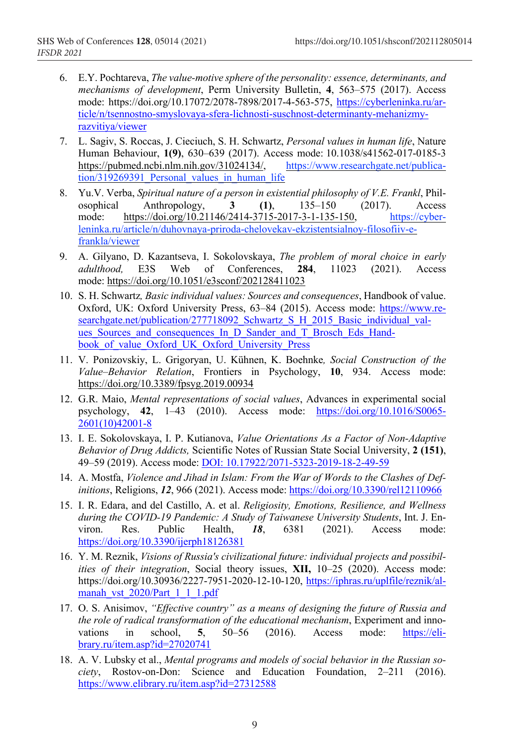6. E.Y. Pochtareva, *The value-motive sphere of the personality: essence, determinants, and mechanisms of development*, Perm University Bulletin, **4**, 563–575 (2017). Access mode: https://doi.org/10.17072/2078-7898/2017-4-563-575, https://cyberleninka.ru/article/n/tsennostno-smyslovaya-sfera-lichnosti-suschnost-determinanty-mehanizmy-razvitiya/viewer
7. L. Sagiv, S. Roccas, J. Cieciuch, S. H. Schwartz, *Personal values in human life*, Nature Human Behaviour, **1(9)**, 630–639 (2017). Access mode: 10.1038/s41562-017-0185-3 https://pubmed.ncbi.nlm.nih.gov/31024134/, https://www.researchgate.net/publication/319269391_Personal_values_in_human_life
8. Yu.V. Verba, *Spiritual nature of a person in existential philosophy of V.E. Frankl*, Philosophical Anthropology, **3 (1)**, 135–150 (2017). Access mode: https://doi.org/10.21146/2414-3715-2017-3-1-135-150, https://cyberleninka.ru/article/n/duhovnaya-priroda-chelovekav-ekzistentsialnoy-filosofiiv-e-frankla/viewer
9. A. Gilyano, D. Kazantseva, I. Sokolovskaya, *The problem of moral choice in early adulthood,* E3S Web of Conferences, **284**, 11023 (2021). Access mode: https://doi.org/10.1051/e3sconf/202128411023
10. S. H. Schwartz*, Basic individual values: Sources and consequences*, Handbook of value. Oxford, UK: Oxford University Press, 63–84 (2015). Access mode: https://www.researchgate.net/publication/277718092_Schwartz_S_H_2015_Basic_individual_values_Sources_and_consequences_In_D_Sander_and_T_Brosch_Eds_Handbook_of_value_Oxford_UK_Oxford_University_Press
11. V. Ponizovskiy, L. Grigoryan, U. Kühnen, K. Boehnke*, Social Construction of the Value–Behavior Relation*, Frontiers in Psychology, **10**, 934. Access mode: https://doi.org/10.3389/fpsyg.2019.00934
12. G.R. Maio, *Mental representations of social values*, Advances in experimental social psychology, **42**, 1–43 (2010). Access mode: https://doi.org/10.1016/S0065-2601(10)42001-8
13. I. E. Sokolovskaya, I. P. Kutianova, *Value Orientations As a Factor of Non-Adaptive Behavior of Drug Addicts,* Scientific Notes of Russian State Social University, **2 (151)**, 49–59 (2019). Access mode: DOI: 10.17922/2071-5323-2019-18-2-49-59
14. A. Mostfa, *Violence and Jihad in Islam: From the War of Words to the Clashes of Definitions*, Religions, ***12***, 966 (2021). Access mode: https://doi.org/10.3390/rel12110966
15. I. R. Edara, and del Castillo, A. et al. *Religiosity, Emotions, Resilience, and Wellness during the COVID-19 Pandemic: A Study of Taiwanese University Students*, Int. J. Environ. Res. Public Health, ***18***, 6381 (2021). Access mode: https://doi.org/10.3390/ijerph18126381
16. Y. M. Reznik, *Visions of Russia's civilizational future: individual projects and possibilities of their integration*, Social theory issues, **XII,** 10–25 (2020). Access mode: https://doi.org/10.30936/2227-7951-2020-12-10-120, https://iphras.ru/uplfile/reznik/almanah_vst_2020/Part_1_1_1.pdf
17. O. S. Anisimov, *"Effective country" as a means of designing the future of Russia and the role of radical transformation of the educational mechanism*, Experiment and innovations in school, **5**, 50–56 (2016). Access mode: https://elibrary.ru/item.asp?id=27020741
18. A. V. Lubsky et al., *Mental programs and models of social behavior in the Russian society*, Rostov-on-Don: Science and Education Foundation, 2–211 (2016). https://www.elibrary.ru/item.asp?id=27312588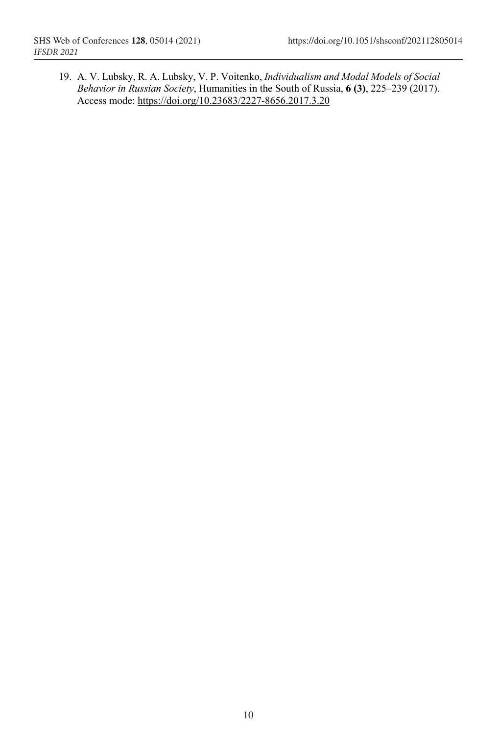19. A. V. Lubsky, R. A. Lubsky, V. P. Voitenko, *Individualism and Modal Models of Social Behavior in Russian Society*, Humanities in the South of Russia, **6 (3)**, 225–239 (2017). Access mode: https://doi.org/10.23683/2227-8656.2017.3.20